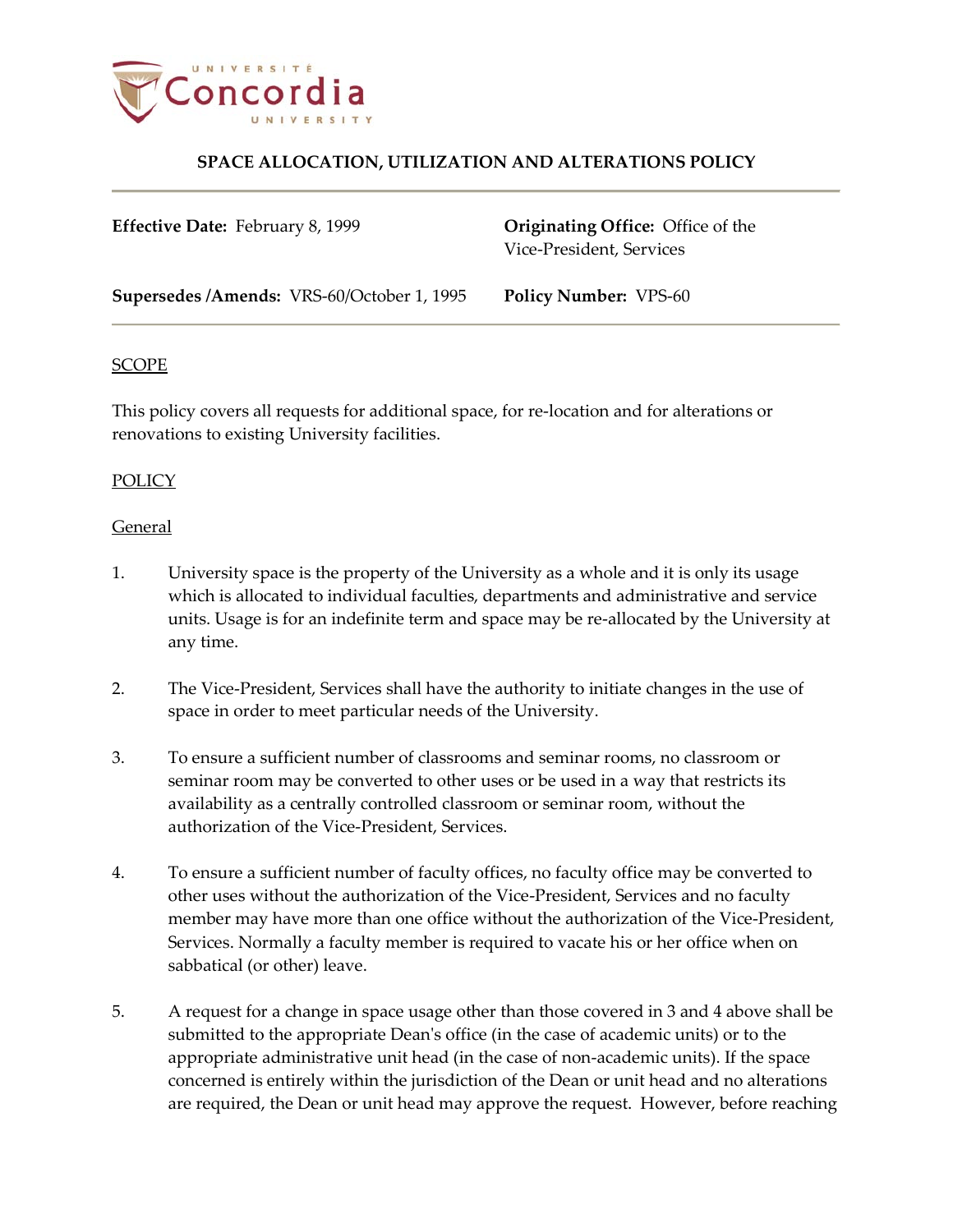# SPACE ALLOCATION, UTILIZATION AND ALTERATIONS POLICY

**Effective Date:** February 8, 1999

**Originating Office:** Office of the Vice-President, Services

**Supersedes /Amends:** VRS-60/October 1, 1995

**Policy Number:** VPS-60

## SCOPE

This policy covers all requests for additional space, for re-location and for alterations or renovations to existing University facilities.

## POLICY

### General

1. University space is the property of the University as a whole and it is only its usage which is allocated to individual faculties, departments and administrative and service units. Usage is for an indefinite term and space may be re-allocated by the University at any time.

2. The Vice-President, Services shall have the authority to initiate changes in the use of space in order to meet particular needs of the University.

3. To ensure a sufficient number of classrooms and seminar rooms, no classroom or seminar room may be converted to other uses or be used in a way that restricts its availability as a centrally controlled classroom or seminar room, without the authorization of the Vice-President, Services.

4. To ensure a sufficient number of faculty offices, no faculty office may be converted to other uses without the authorization of the Vice-President, Services and no faculty member may have more than one office without the authorization of the Vice-President, Services. Normally a faculty member is required to vacate his or her office when on sabbatical (or other) leave.

5. A request for a change in space usage other than those covered in 3 and 4 above shall be submitted to the appropriate Dean's office (in the case of academic units) or to the appropriate administrative unit head (in the case of non-academic units). If the space concerned is entirely within the jurisdiction of the Dean or unit head and no alterations are required, the Dean or unit head may approve the request. However, before reaching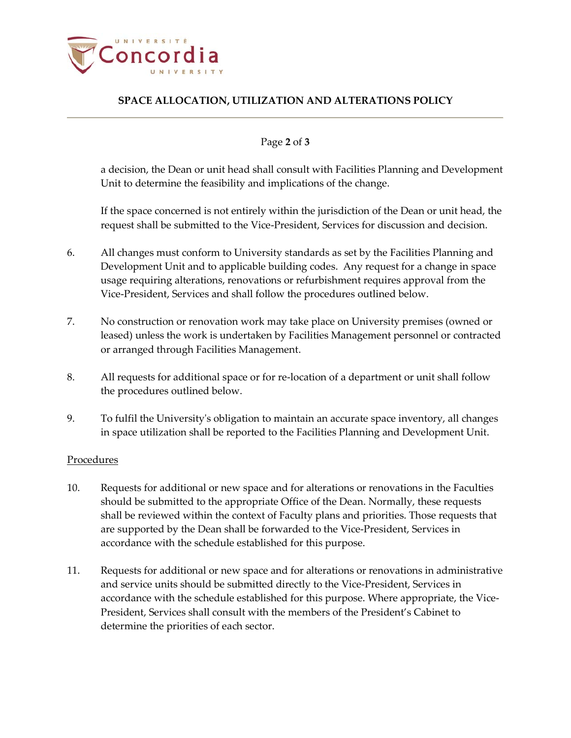a decision, the Dean or unit head shall consult with Facilities Planning and Development Unit to determine the feasibility and implications of the change.

If the space concerned is not entirely within the jurisdiction of the Dean or unit head, the request shall be submitted to the Vice-President, Services for discussion and decision.

6. All changes must conform to University standards as set by the Facilities Planning and Development Unit and to applicable building codes. Any request for a change in space usage requiring alterations, renovations or refurbishment requires approval from the Vice-President, Services and shall follow the procedures outlined below.

7. No construction or renovation work may take place on University premises (owned or leased) unless the work is undertaken by Facilities Management personnel or contracted or arranged through Facilities Management.

8. All requests for additional space or for re-location of a department or unit shall follow the procedures outlined below.

9. To fulfil the University's obligation to maintain an accurate space inventory, all changes in space utilization shall be reported to the Facilities Planning and Development Unit.

<u>Procedures</u>

10. Requests for additional or new space and for alterations or renovations in the Faculties should be submitted to the appropriate Office of the Dean. Normally, these requests shall be reviewed within the context of Faculty plans and priorities. Those requests that are supported by the Dean shall be forwarded to the Vice-President, Services in accordance with the schedule established for this purpose.

11. Requests for additional or new space and for alterations or renovations in administrative and service units should be submitted directly to the Vice-President, Services in accordance with the schedule established for this purpose. Where appropriate, the Vice-President, Services shall consult with the members of the President's Cabinet to determine the priorities of each sector.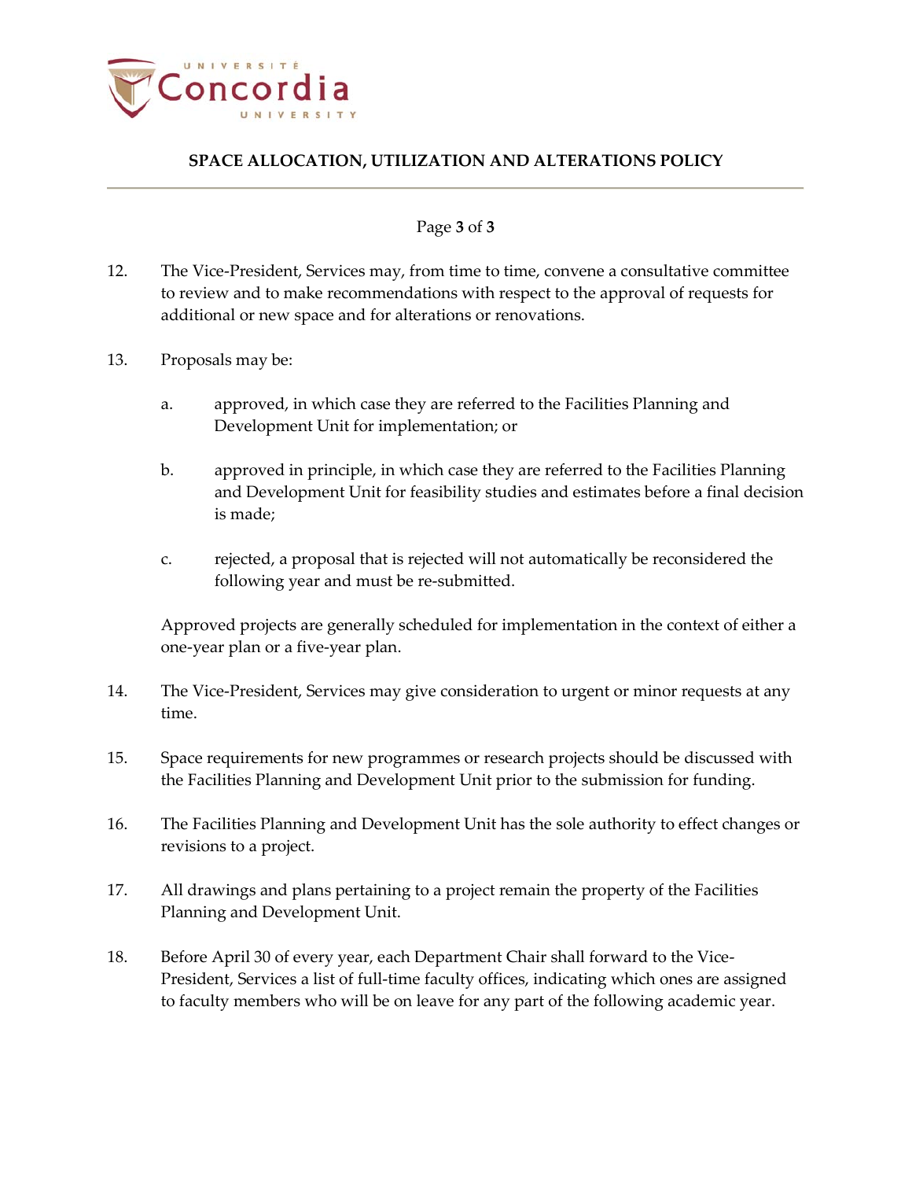12. The Vice-President, Services may, from time to time, convene a consultative committee to review and to make recommendations with respect to the approval of requests for additional or new space and for alterations or renovations.

13. Proposals may be:

    a. approved, in which case they are referred to the Facilities Planning and Development Unit for implementation; or

    b. approved in principle, in which case they are referred to the Facilities Planning and Development Unit for feasibility studies and estimates before a final decision is made;

    c. rejected, a proposal that is rejected will not automatically be reconsidered the following year and must be re-submitted.

    Approved projects are generally scheduled for implementation in the context of either a one-year plan or a five-year plan.

14. The Vice-President, Services may give consideration to urgent or minor requests at any time.

15. Space requirements for new programmes or research projects should be discussed with the Facilities Planning and Development Unit prior to the submission for funding.

16. The Facilities Planning and Development Unit has the sole authority to effect changes or revisions to a project.

17. All drawings and plans pertaining to a project remain the property of the Facilities Planning and Development Unit.

18. Before April 30 of every year, each Department Chair shall forward to the Vice-President, Services a list of full-time faculty offices, indicating which ones are assigned to faculty members who will be on leave for any part of the following academic year.